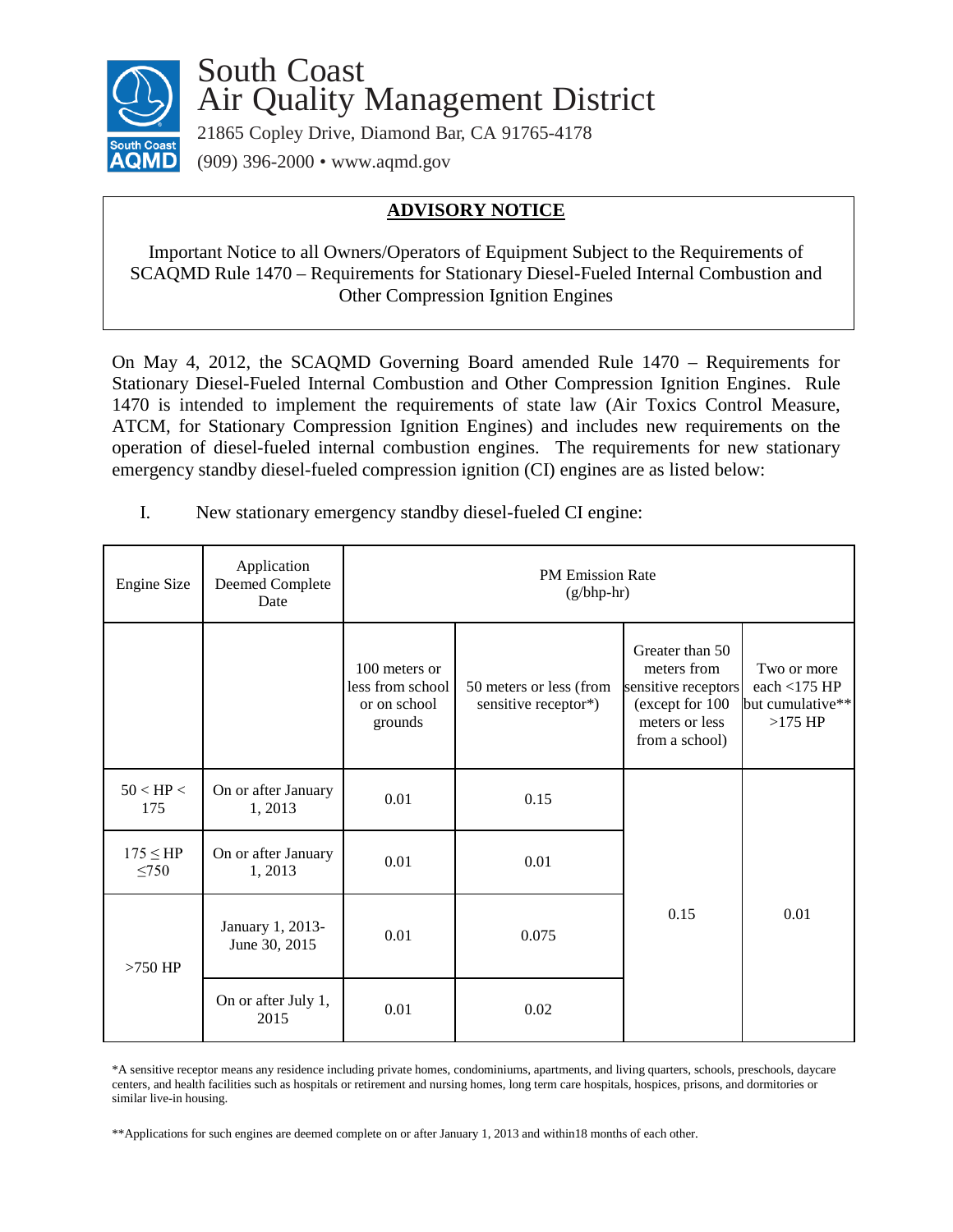# South Coast Air Quality Management District

21865 Copley Drive, Diamond Bar, CA 91765-4178

(909) 396-2000 • www.aqmd.gov

## ADVISORY NOTICE

Important Notice to all Owners/Operators of Equipment Subject to the Requirements of SCAQMD Rule 1470 – Requirements for Stationary Diesel-Fueled Internal Combustion and Other Compression Ignition Engines

On May 4, 2012, the SCAQMD Governing Board amended Rule 1470 – Requirements for Stationary Diesel-Fueled Internal Combustion and Other Compression Ignition Engines. Rule 1470 is intended to implement the requirements of state law (Air Toxics Control Measure, ATCM, for Stationary Compression Ignition Engines) and includes new requirements on the operation of diesel-fueled internal combustion engines. The requirements for new stationary emergency standby diesel-fueled compression ignition (CI) engines are as listed below:

I. New stationary emergency standby diesel-fueled CI engine:

| Engine Size | Application Deemed Complete Date | PM Emission Rate (g/bhp-hr) | | | |
|---|---|---|---|---|---|
| | | 100 meters or less from school or on school grounds | 50 meters or less (from sensitive receptor*) | Greater than 50 meters from sensitive receptors (except for 100 meters or less from a school) | Two or more each <175 HP but cumulative** >175 HP |
| 50 < HP < 175 | On or after January 1, 2013 | 0.01 | 0.15 | 0.15 | 0.01 |
| 175 ≤ HP ≤750 | On or after January 1, 2013 | 0.01 | 0.01 | | |
| >750 HP | January 1, 2013-June 30, 2015 | 0.01 | 0.075 | | |
| | On or after July 1, 2015 | 0.01 | 0.02 | | |

*A sensitive receptor means any residence including private homes, condominiums, apartments, and living quarters, schools, preschools, daycare centers, and health facilities such as hospitals or retirement and nursing homes, long term care hospitals, hospices, prisons, and dormitories or similar live-in housing.

**Applications for such engines are deemed complete on or after January 1, 2013 and within18 months of each other.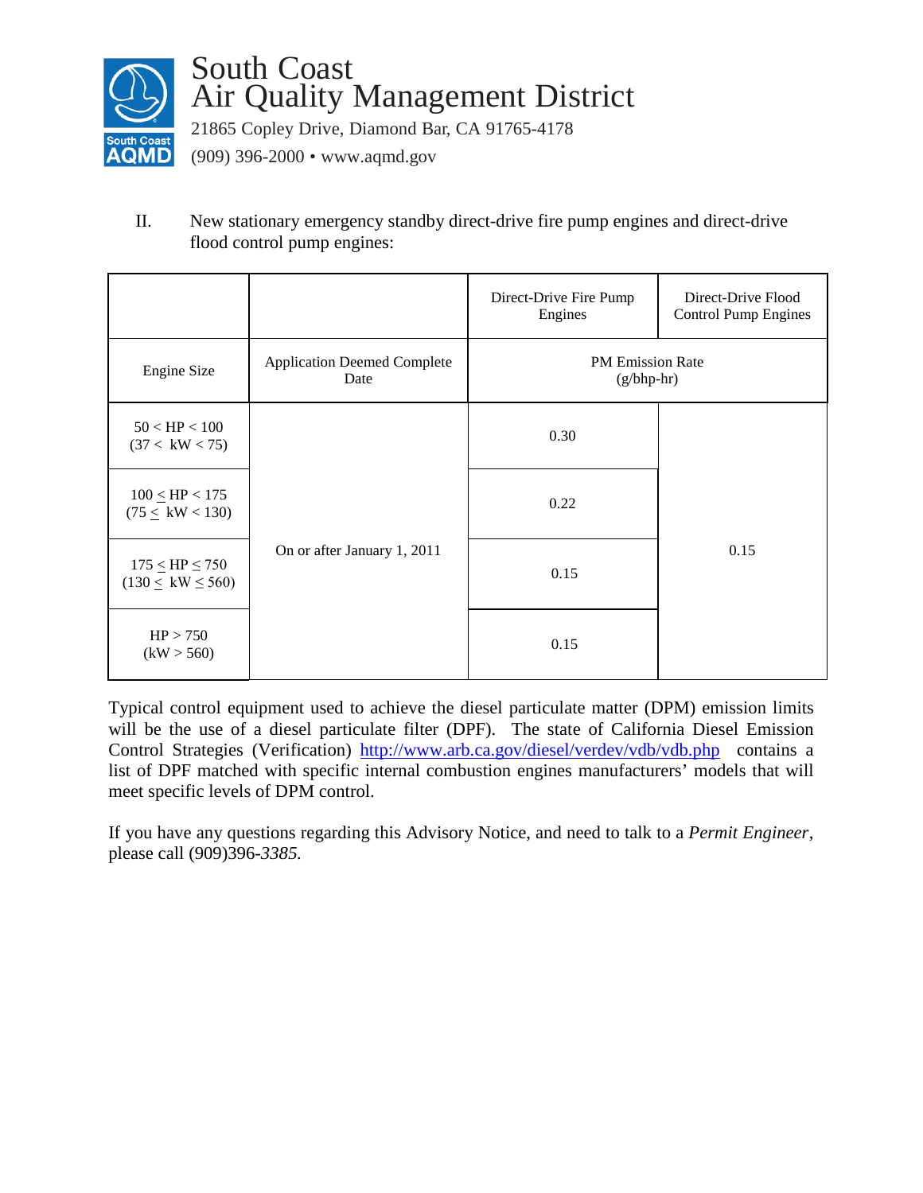South Coast
Air Quality Management District
21865 Copley Drive, Diamond Bar, CA 91765-4178
(909) 396-2000 • www.aqmd.gov

II. New stationary emergency standby direct-drive fire pump engines and direct-drive flood control pump engines:

| | | Direct-Drive Fire Pump Engines | Direct-Drive Flood Control Pump Engines |
|---|---|---|---|
| Engine Size | Application Deemed Complete Date | PM Emission Rate (g/bhp-hr) | |
| 50 < HP < 100 (37 < kW < 75) | On or after January 1, 2011 | 0.30 | 0.15 |
| 100 ≤ HP < 175 (75 ≤ kW < 130) | | 0.22 | |
| 175 ≤ HP ≤ 750 (130 ≤ kW ≤ 560) | | 0.15 | |
| HP > 750 (kW > 560) | | 0.15 | |

Typical control equipment used to achieve the diesel particulate matter (DPM) emission limits will be the use of a diesel particulate filter (DPF). The state of California Diesel Emission Control Strategies (Verification) http://www.arb.ca.gov/diesel/verdev/vdb/vdb.php contains a list of DPF matched with specific internal combustion engines manufacturers' models that will meet specific levels of DPM control.

If you have any questions regarding this Advisory Notice, and need to talk to a *Permit Engineer*, please call (909)396-*3385.*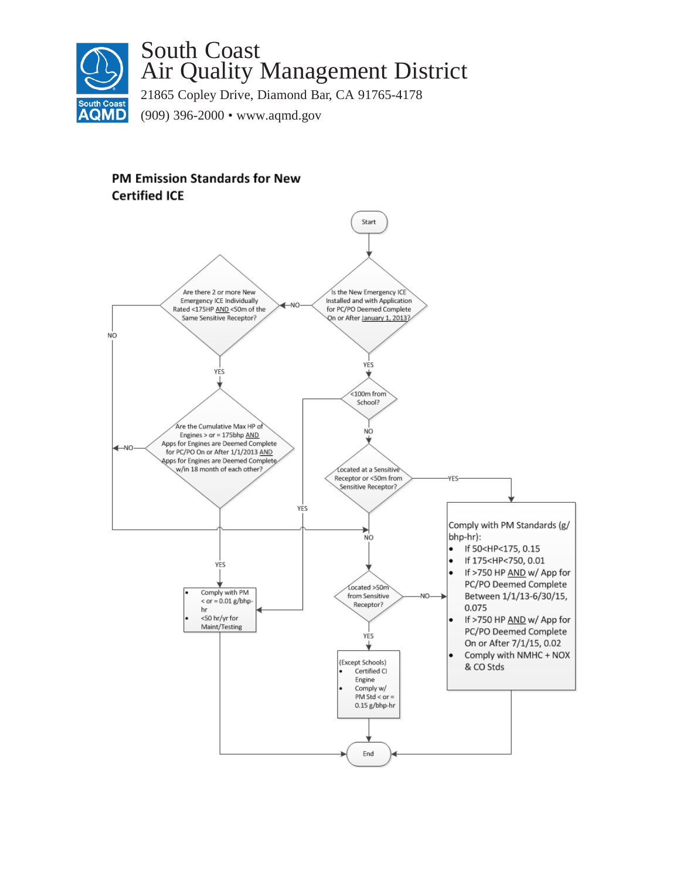South Coast
Air Quality Management District
21865 Copley Drive, Diamond Bar, CA 91765-4178
(909) 396-2000 • www.aqmd.gov

## PM Emission Standards for New Certified ICE

Start

Is the New Emergency ICE Installed and with Application for PC/PO Deemed Complete On or After January 1, 2013?

NO

Are there 2 or more New Emergency ICE Individually Rated <175HP AND <50m of the Same Sensitive Receptor?

NO

YES

YES

<100m from School?

Are the Cumulative Max HP of Engines > or = 175bhp AND Apps for Engines are Deemed Complete for PC/PO On or After 1/1/2013 AND Apps for Engines are Deemed Complete w/in 18 month of each other?

NO

NO

Located at a Sensitive Receptor or <50m from Sensitive Receptor?

YES

YES

NO

YES

Comply with PM Standards (g/bhp-hr):

- If 50<HP<175, 0.15
- If 175<HP<750, 0.01
- If >750 HP AND w/ App for PC/PO Deemed Complete Between 1/1/13-6/30/15, 0.075
- If >750 HP AND w/ App for PC/PO Deemed Complete On or After 7/1/15, 0.02
- Comply with NMHC + NOX & CO Stds

- Comply with PM < or = 0.01 g/bhp-hr
- <50 hr/yr for Maint/Testing

Located >50m from Sensitive Receptor?

NO

YES

(Except Schools)

- Certified CI Engine
- Comply w/ PM Std < or = 0.15 g/bhp-hr

End